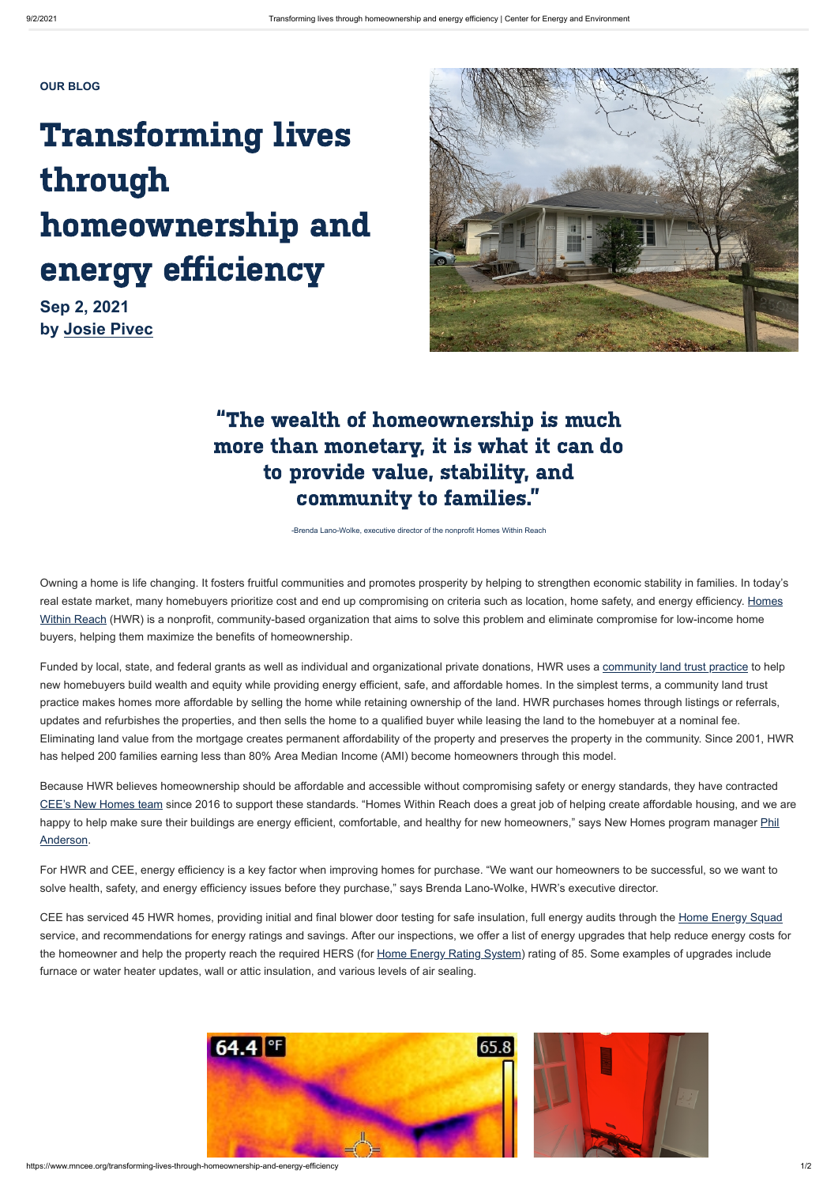OUR BLOG

# Transforming lives through homeownership and energy efficiency

**Sep 2, 2021**
**by Josie Pivec**

## "The wealth of homeownership is much more than monetary, it is what it can do to provide value, stability, and community to families."

-Brenda Lano-Wolke, executive director of the nonprofit Homes Within Reach

Owning a home is life changing. It fosters fruitful communities and promotes prosperity by helping to strengthen economic stability in families. In today's real estate market, many homebuyers prioritize cost and end up compromising on criteria such as location, home safety, and energy efficiency. Homes Within Reach (HWR) is a nonprofit, community-based organization that aims to solve this problem and eliminate compromise for low-income home buyers, helping them maximize the benefits of homeownership.

Funded by local, state, and federal grants as well as individual and organizational private donations, HWR uses a community land trust practice to help new homebuyers build wealth and equity while providing energy efficient, safe, and affordable homes. In the simplest terms, a community land trust practice makes homes more affordable by selling the home while retaining ownership of the land. HWR purchases homes through listings or referrals, updates and refurbishes the properties, and then sells the home to a qualified buyer while leasing the land to the homebuyer at a nominal fee. Eliminating land value from the mortgage creates permanent affordability of the property and preserves the property in the community. Since 2001, HWR has helped 200 families earning less than 80% Area Median Income (AMI) become homeowners through this model.

Because HWR believes homeownership should be affordable and accessible without compromising safety or energy standards, they have contracted CEE's New Homes team since 2016 to support these standards. "Homes Within Reach does a great job of helping create affordable housing, and we are happy to help make sure their buildings are energy efficient, comfortable, and healthy for new homeowners," says New Homes program manager Phil Anderson.

For HWR and CEE, energy efficiency is a key factor when improving homes for purchase. "We want our homeowners to be successful, so we want to solve health, safety, and energy efficiency issues before they purchase," says Brenda Lano-Wolke, HWR's executive director.

CEE has serviced 45 HWR homes, providing initial and final blower door testing for safe insulation, full energy audits through the Home Energy Squad service, and recommendations for energy ratings and savings. After our inspections, we offer a list of energy upgrades that help reduce energy costs for the homeowner and help the property reach the required HERS (for Home Energy Rating System) rating of 85. Some examples of upgrades include furnace or water heater updates, wall or attic insulation, and various levels of air sealing.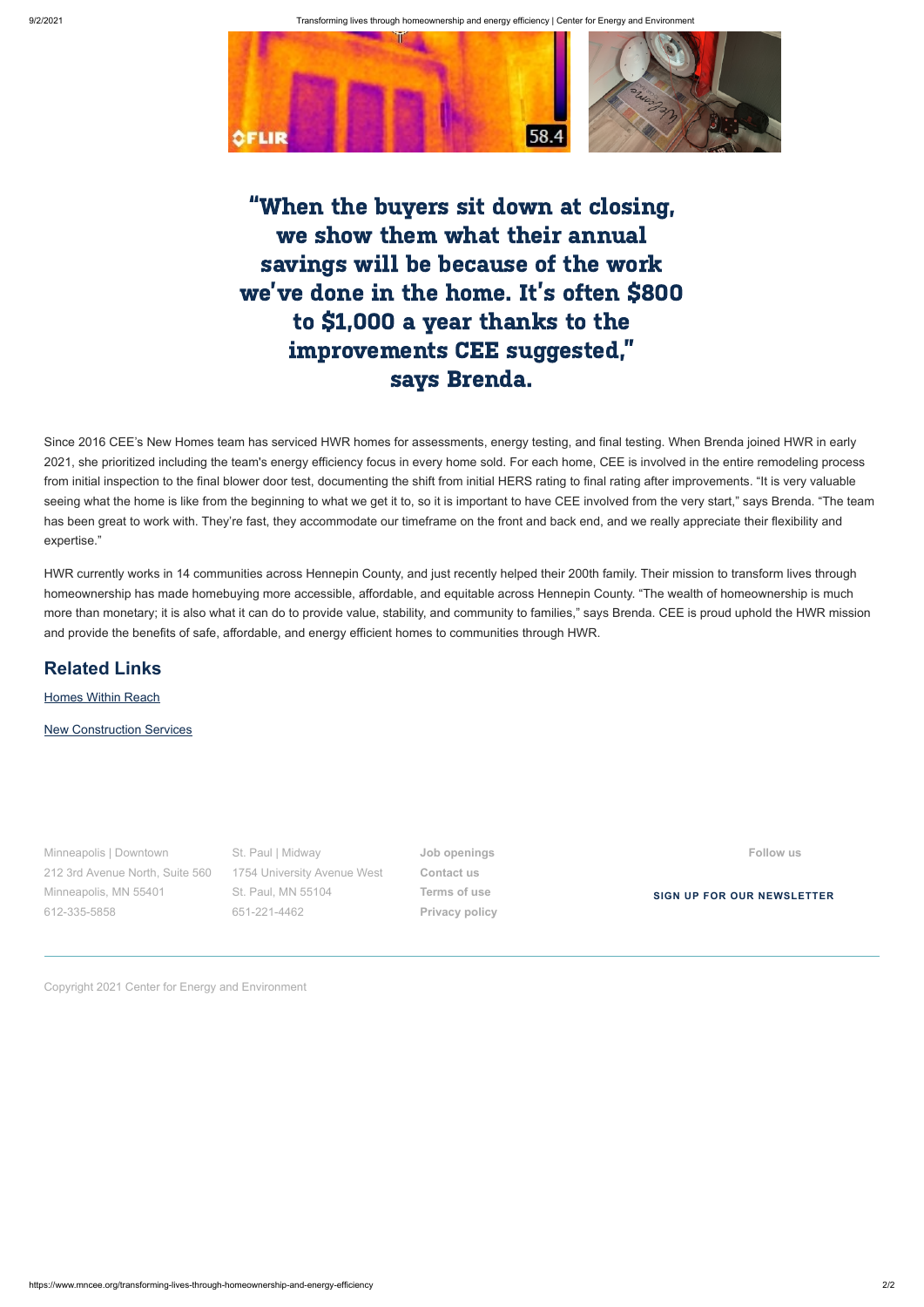**"When the buyers sit down at closing, we show them what their annual savings will be because of the work we've done in the home. It's often $800 to $1,000 a year thanks to the improvements CEE suggested," says Brenda.**

Since 2016 CEE's New Homes team has serviced HWR homes for assessments, energy testing, and final testing. When Brenda joined HWR in early 2021, she prioritized including the team's energy efficiency focus in every home sold. For each home, CEE is involved in the entire remodeling process from initial inspection to the final blower door test, documenting the shift from initial HERS rating to final rating after improvements. "It is very valuable seeing what the home is like from the beginning to what we get it to, so it is important to have CEE involved from the very start," says Brenda. "The team has been great to work with. They're fast, they accommodate our timeframe on the front and back end, and we really appreciate their flexibility and expertise."

HWR currently works in 14 communities across Hennepin County, and just recently helped their 200th family. Their mission to transform lives through homeownership has made homebuying more accessible, affordable, and equitable across Hennepin County. "The wealth of homeownership is much more than monetary; it is also what it can do to provide value, stability, and community to families," says Brenda. CEE is proud uphold the HWR mission and provide the benefits of safe, affordable, and energy efficient homes to communities through HWR.

## Related Links

Homes Within Reach

New Construction Services

Minneapolis | Downtown
212 3rd Avenue North, Suite 560
Minneapolis, MN 55401
612-335-5858

St. Paul | Midway
1754 University Avenue West
St. Paul, MN 55104
651-221-4462

**Job openings**
**Contact us**
**Terms of use**
**Privacy policy**

**Follow us**

**SIGN UP FOR OUR NEWSLETTER**

Copyright 2021 Center for Energy and Environment